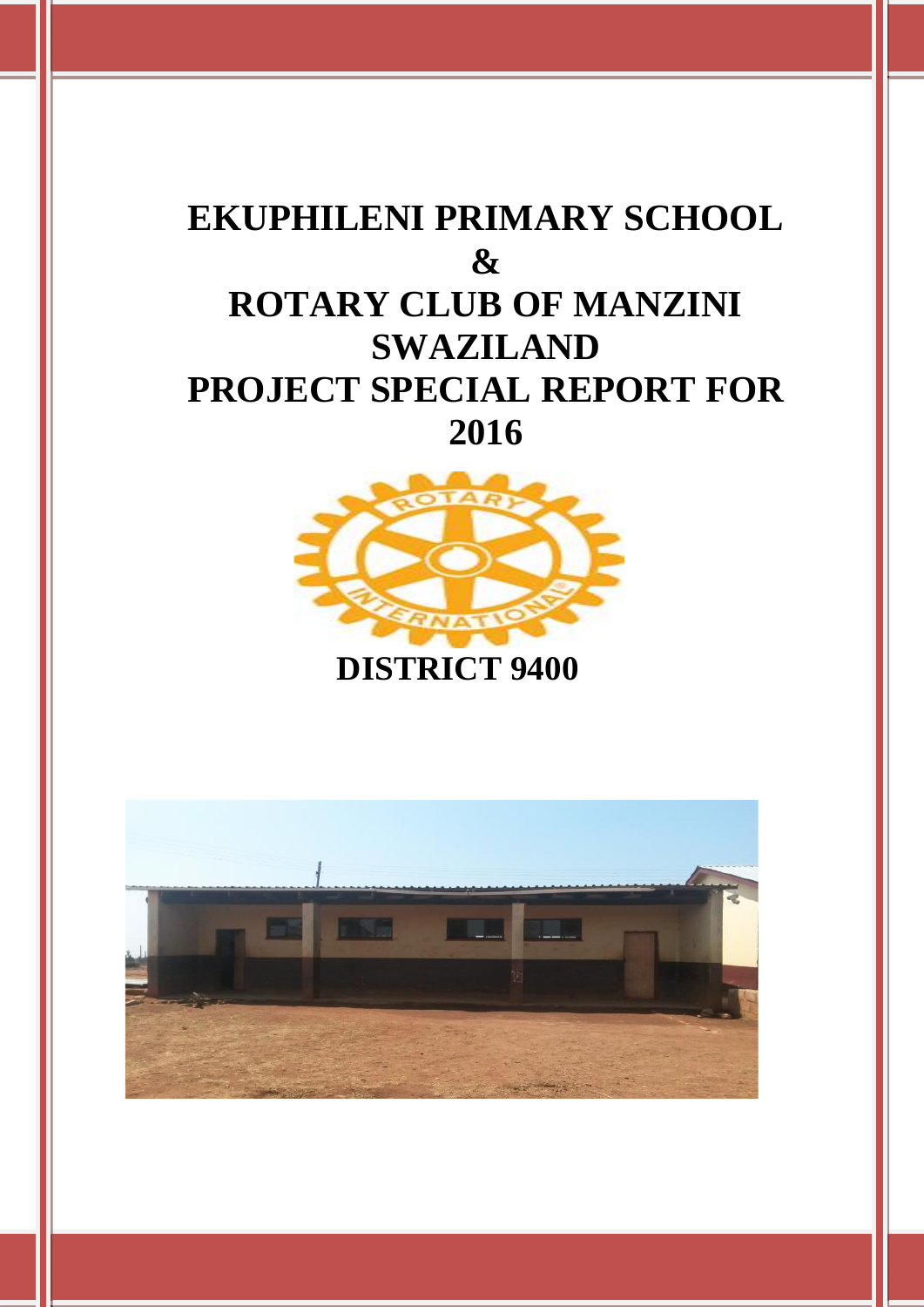# EKUPHILENI PRIMARY SCHOOL
# &
# ROTARY CLUB OF MANZINI SWAZILAND
# PROJECT SPECIAL REPORT FOR 2016

## DISTRICT 9400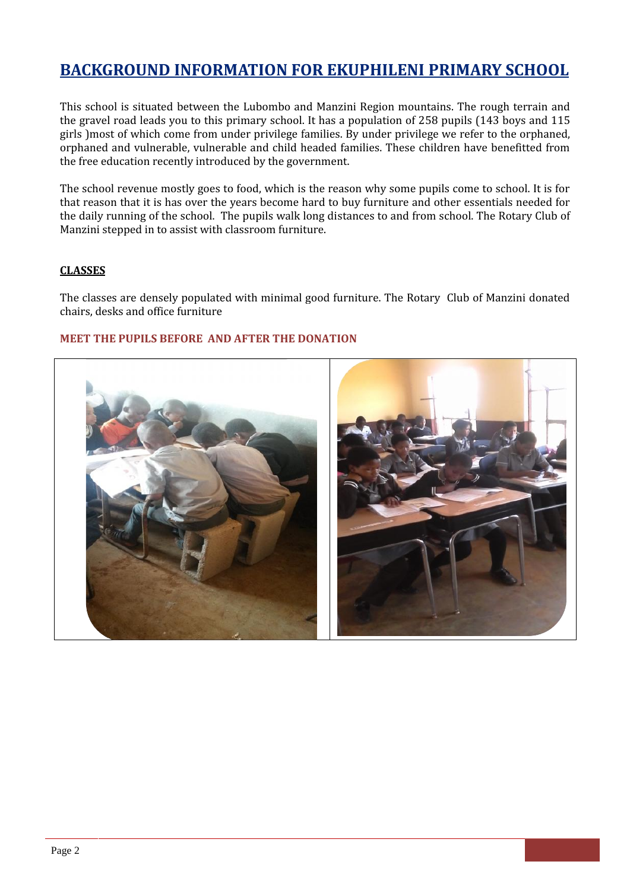# BACKGROUND INFORMATION FOR EKUPHILENI PRIMARY SCHOOL

This school is situated between the Lubombo and Manzini Region mountains. The rough terrain and the gravel road leads you to this primary school. It has a population of 258 pupils (143 boys and 115 girls )most of which come from under privilege families. By under privilege we refer to the orphaned, orphaned and vulnerable, vulnerable and child headed families. These children have benefitted from the free education recently introduced by the government.

The school revenue mostly goes to food, which is the reason why some pupils come to school. It is for that reason that it is has over the years become hard to buy furniture and other essentials needed for the daily running of the school. The pupils walk long distances to and from school. The Rotary Club of Manzini stepped in to assist with classroom furniture.

**CLASSES**

The classes are densely populated with minimal good furniture. The Rotary Club of Manzini donated chairs, desks and office furniture

### MEET THE PUPILS BEFORE AND AFTER THE DONATION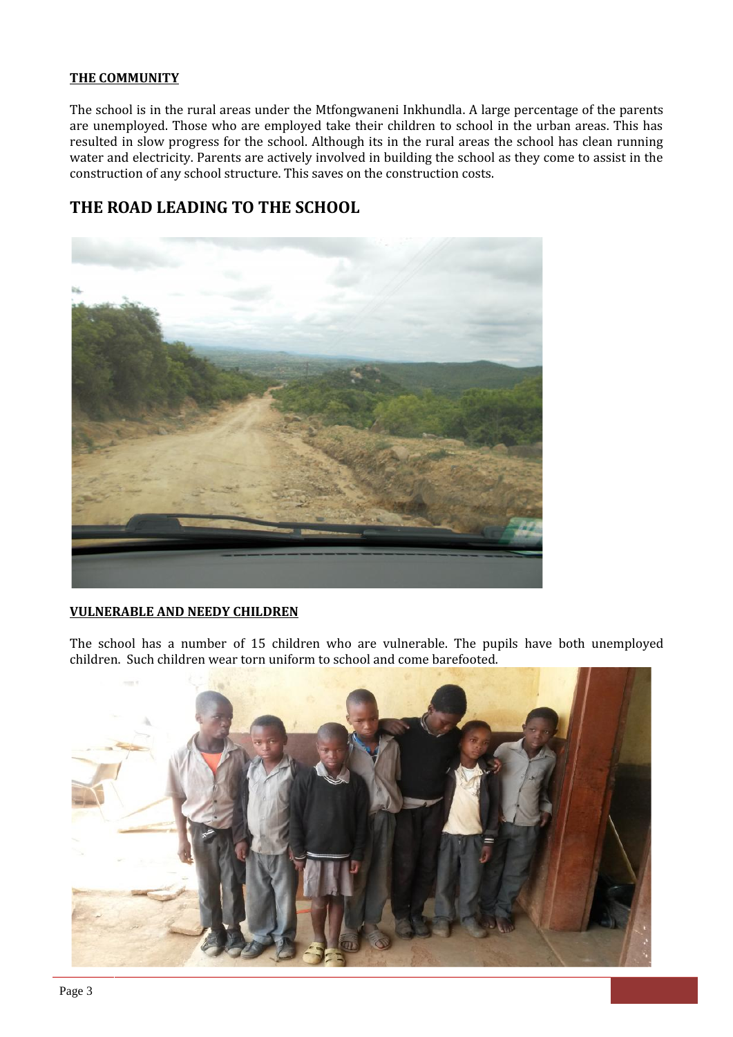**THE COMMUNITY**

The school is in the rural areas under the Mtfongwaneni Inkhundla. A large percentage of the parents are unemployed. Those who are employed take their children to school in the urban areas. This has resulted in slow progress for the school. Although its in the rural areas the school has clean running water and electricity. Parents are actively involved in building the school as they come to assist in the construction of any school structure. This saves on the construction costs.

## THE ROAD LEADING TO THE SCHOOL

**VULNERABLE AND NEEDY CHILDREN**

The school has a number of 15 children who are vulnerable. The pupils have both unemployed children. Such children wear torn uniform to school and come barefooted.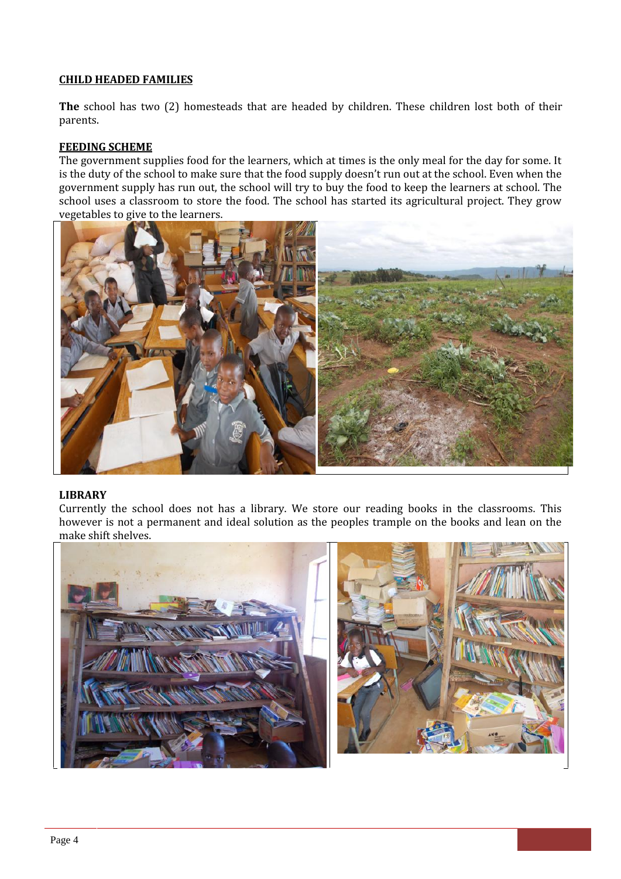## CHILD HEADED FAMILIES

**The** school has two (2) homesteads that are headed by children. These children lost both of their parents.

## FEEDING SCHEME

The government supplies food for the learners, which at times is the only meal for the day for some. It is the duty of the school to make sure that the food supply doesn't run out at the school. Even when the government supply has run out, the school will try to buy the food to keep the learners at school. The school uses a classroom to store the food. The school has started its agricultural project. They grow vegetables to give to the learners.

## LIBRARY

Currently the school does not has a library. We store our reading books in the classrooms. This however is not a permanent and ideal solution as the peoples trample on the books and lean on the make shift shelves.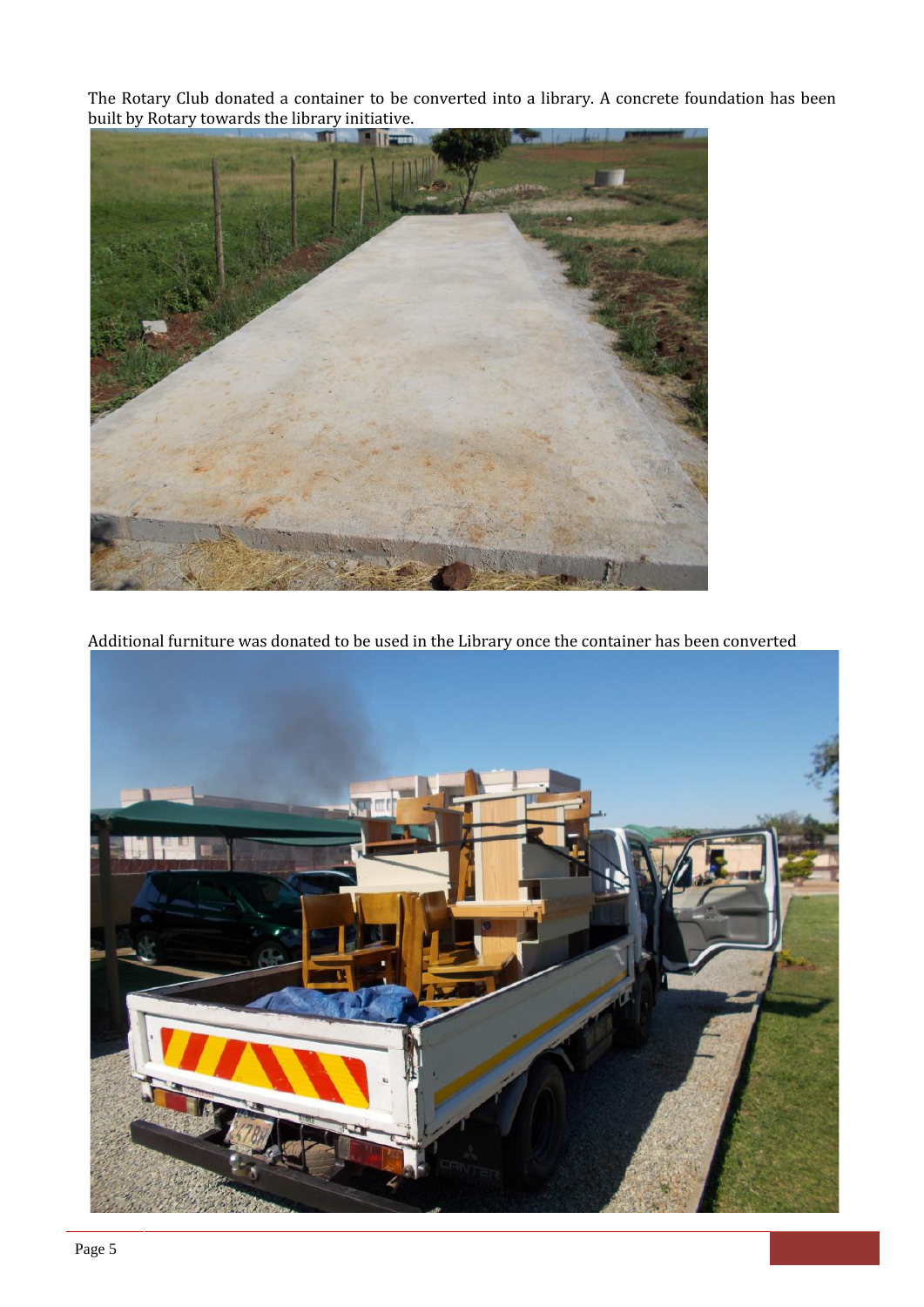The Rotary Club donated a container to be converted into a library. A concrete foundation has been built by Rotary towards the library initiative.

Additional furniture was donated to be used in the Library once the container has been converted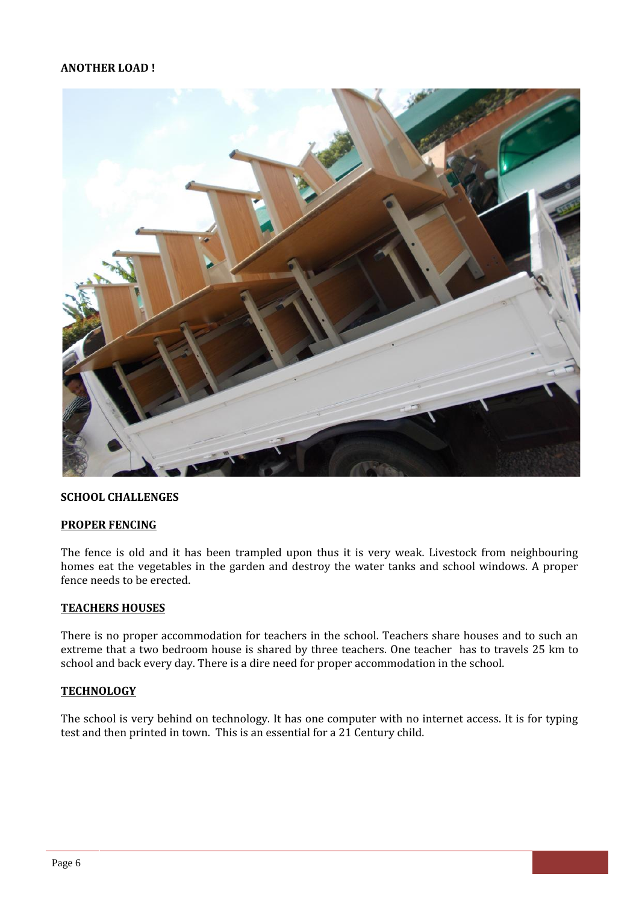**ANOTHER LOAD !**

**SCHOOL CHALLENGES**

**PROPER FENCING**

The fence is old and it has been trampled upon thus it is very weak. Livestock from neighbouring homes eat the vegetables in the garden and destroy the water tanks and school windows. A proper fence needs to be erected.

**TEACHERS HOUSES**

There is no proper accommodation for teachers in the school. Teachers share houses and to such an extreme that a two bedroom house is shared by three teachers. One teacher has to travels 25 km to school and back every day. There is a dire need for proper accommodation in the school.

**TECHNOLOGY**

The school is very behind on technology. It has one computer with no internet access. It is for typing test and then printed in town. This is an essential for a 21 Century child.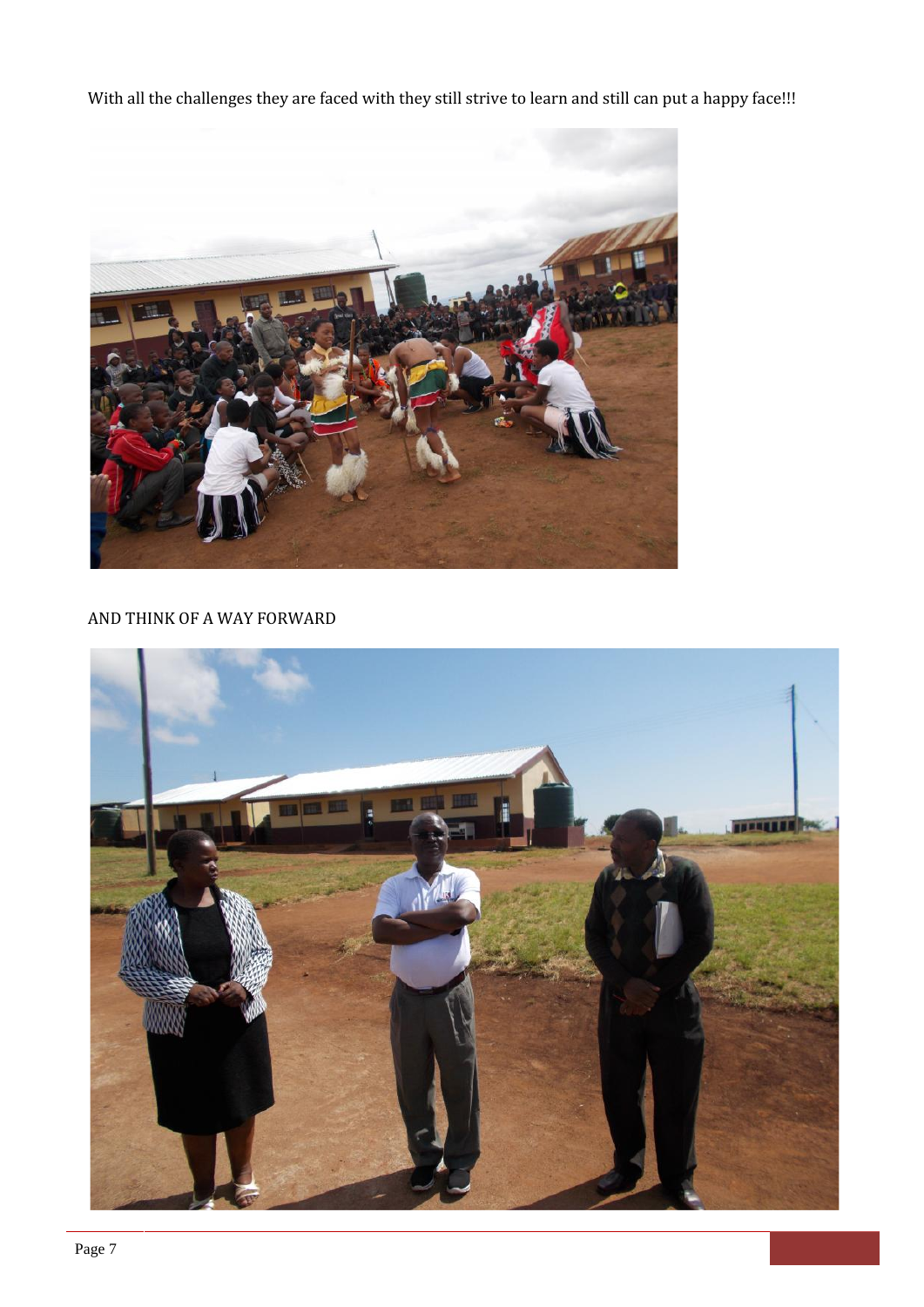With all the challenges they are faced with they still strive to learn and still can put a happy face!!!

AND THINK OF A WAY FORWARD